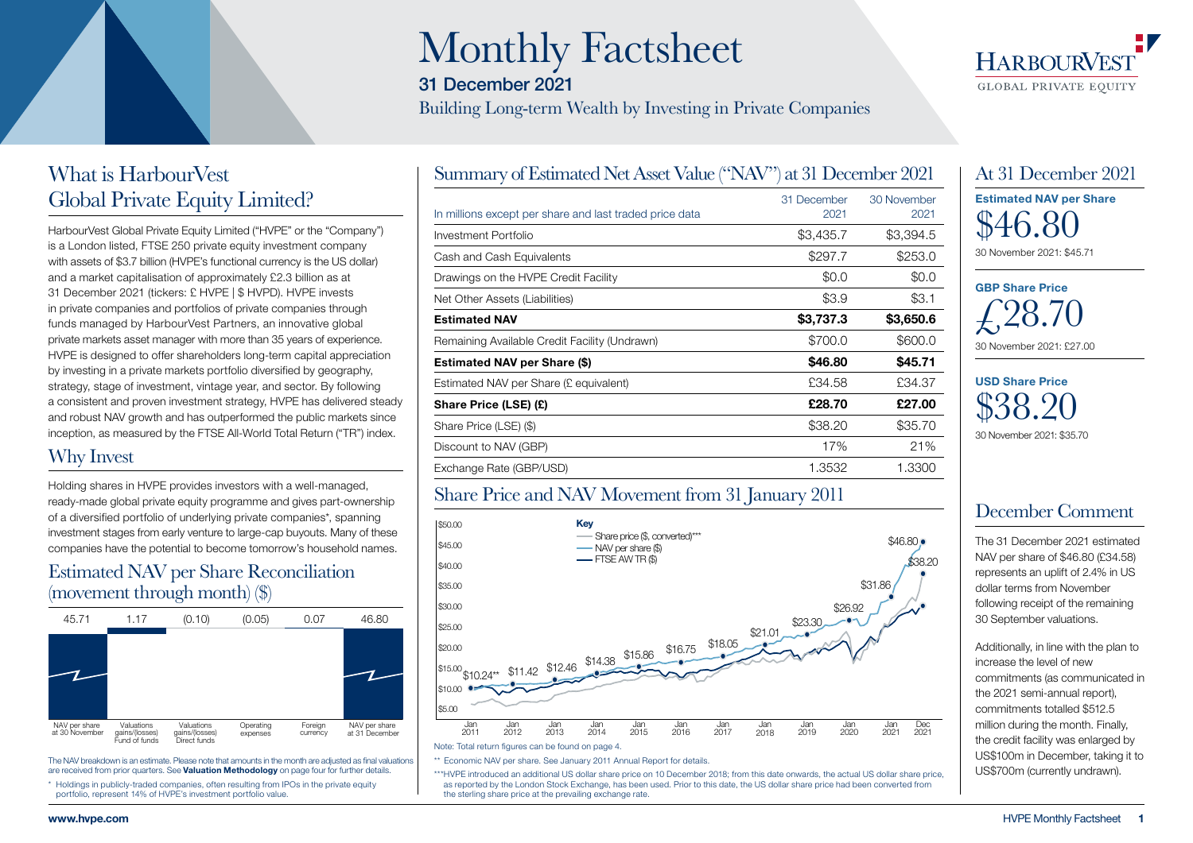# Monthly Factsheet

**31 December 2021**

Building Long-term Wealth by Investing in Private Companies

HARBOURVEST GLOBAL PRIVATE EQUITY

## What is HarbourVest Global Private Equity Limited?

HarbourVest Global Private Equity Limited ("HVPE" or the "Company") is a London listed, FTSE 250 private equity investment company with assets of $3.7 billion (HVPE's functional currency is the US dollar) and a market capitalisation of approximately £2.3 billion as at 31 December 2021 (tickers: £ HVPE | $ HVPD). HVPE invests in private companies and portfolios of private companies through funds managed by HarbourVest Partners, an innovative global private markets asset manager with more than 35 years of experience. HVPE is designed to offer shareholders long-term capital appreciation by investing in a private markets portfolio diversified by geography, strategy, stage of investment, vintage year, and sector. By following a consistent and proven investment strategy, HVPE has delivered steady and robust NAV growth and has outperformed the public markets since inception, as measured by the FTSE All-World Total Return ("TR") index.

## Why Invest

Holding shares in HVPE provides investors with a well-managed, ready-made global private equity programme and gives part-ownership of a diversified portfolio of underlying private companies*, spanning investment stages from early venture to large-cap buyouts. Many of these companies have the potential to become tomorrow's household names.

## Estimated NAV per Share Reconciliation (movement through month) ($)

45.71
1.17
(0.10)
(0.05)
0.07
46.80

NAV per share at 30 November
Valuations gains/(losses) Fund of funds
Valuations gains/(losses) Direct funds
Operating expenses
Foreign currency
NAV per share at 31 December

The NAV breakdown is an estimate. Please note that amounts in the month are adjusted as final valuations are received from prior quarters. See **Valuation Methodology** on page four for further details.

\* Holdings in publicly-traded companies, often resulting from IPOs in the private equity portfolio, represent 14% of HVPE's investment portfolio value.

## Summary of Estimated Net Asset Value ("NAV") at 31 December 2021

| In millions except per share and last traded price data | 31 December 2021 | 30 November 2021 |
|---|---|---|
| Investment Portfolio | $3,435.7 | $3,394.5 |
| Cash and Cash Equivalents | $297.7 | $253.0 |
| Drawings on the HVPE Credit Facility | $0.0 | $0.0 |
| Net Other Assets (Liabilities) | $3.9 | $3.1 |
| **Estimated NAV** | **$3,737.3** | **$3,650.6** |
| Remaining Available Credit Facility (Undrawn) | $700.0 | $600.0 |
| **Estimated NAV per Share ($)** | **$46.80** | **$45.71** |
| Estimated NAV per Share (£ equivalent) | £34.58 | £34.37 |
| **Share Price (LSE) (£)** | **£28.70** | **£27.00** |
| Share Price (LSE) ($) | $38.20 | $35.70 |
| Discount to NAV (GBP) | 17% | 21% |
| Exchange Rate (GBP/USD) | 1.3532 | 1.3300 |

## Share Price and NAV Movement from 31 January 2011

Key
Share price ($, converted)***
NAV per share ($)
FTSE AW TR ($)

$10.24** $11.42 $12.46 $14.38 $15.86 $16.75 $18.05 $21.01 $23.30 $26.92 $31.86 $46.80 $38.20

Jan 2011, Jan 2012, Jan 2013, Jan 2014, Jan 2015, Jan 2016, Jan 2017, Jan 2018, Jan 2019, Jan 2020, Jan 2021, Dec 2021

Note: Total return figures can be found on page 4.

\*\* Economic NAV per share. See January 2011 Annual Report for details.

\*\*\*HVPE introduced an additional US dollar share price on 10 December 2018; from this date onwards, the actual US dollar share price, as reported by the London Stock Exchange, has been used. Prior to this date, the US dollar share price had been converted from the sterling share price at the prevailing exchange rate.

## At 31 December 2021

**Estimated NAV per Share**
$46.80
30 November 2021: $45.71

**GBP Share Price**
£28.70
30 November 2021: £27.00

**USD Share Price**
$38.20
30 November 2021: $35.70

## December Comment

The 31 December 2021 estimated NAV per share of $46.80 (£34.58) represents an uplift of 2.4% in US dollar terms from November following receipt of the remaining 30 September valuations.

Additionally, in line with the plan to increase the level of new commitments (as communicated in the 2021 semi-annual report), commitments totalled $512.5 million during the month. Finally, the credit facility was enlarged by US$100m in December, taking it to US$700m (currently undrawn).

www.hvpe.com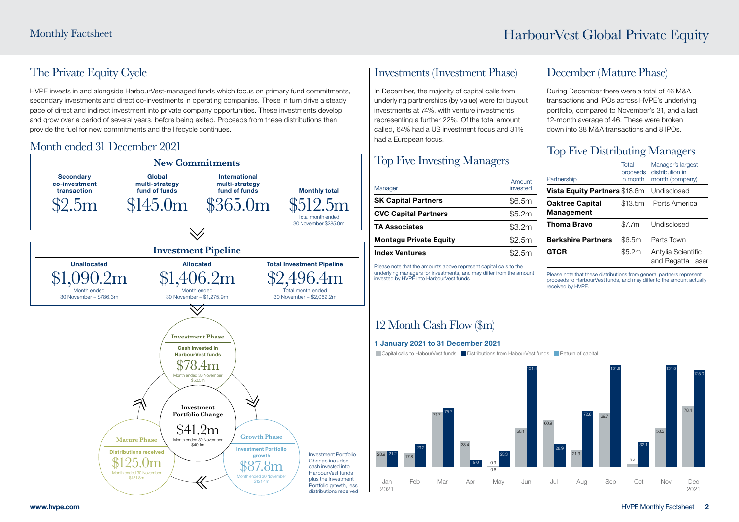## The Private Equity Cycle

HVPE invests in and alongside HarbourVest-managed funds which focus on primary fund commitments, secondary investments and direct co-investments in operating companies. These in turn drive a steady pace of direct and indirect investment into private company opportunities. These investments develop and grow over a period of several years, before being exited. Proceeds from these distributions then provide the fuel for new commitments and the lifecycle continues.

## Month ended 31 December 2021

### New Commitments

| Secondary co-investment transaction | Global multi-strategy fund of funds | International multi-strategy fund of funds | Monthly total |
|---|---|---|---|
| $2.5m | $145.0m | $365.0m | $512.5m |
| | | | Total month ended 30 November $285.0m |

### Investment Pipeline

| Unallocated | Allocated | Total Investment Pipeline |
|---|---|---|
| $1,090.2m | $1,406.2m | $2,496.4m |
| Month ended 30 November – $786.3m | Month ended 30 November – $1,275.9m | Total month ended 30 November – $2,062.2m |

**Investment Phase**
Cash invested in HarbourVest funds
$78.4m
Month ended 30 November $50.5m

**Investment Portfolio Change**
$41.2m
Month ended 30 November $40.1m

**Growth Phase**
Investment Portfolio growth
$87.8m
Month ended 30 November $121.4m

**Mature Phase**
Distributions received
$125.0m
Month ended 30 November $131.8m

Investment Portfolio Change includes cash invested into HarbourVest funds plus the Investment Portfolio growth, less distributions received

## Investments (Investment Phase)

In December, the majority of capital calls from underlying partnerships (by value) were for buyout investments at 74%, with venture investments representing a further 22%. Of the total amount called, 64% had a US investment focus and 31% had a European focus.

## Top Five Investing Managers

| Manager | Amount invested |
|---|---|
| **SK Capital Partners** | $6.5m |
| **CVC Capital Partners** | $5.2m |
| **TA Associates** | $3.2m |
| **Montagu Private Equity** | $2.5m |
| **Index Ventures** | $2.5m |

Please note that the amounts above represent capital calls to the underlying managers for investments, and may differ from the amount invested by HVPE into HarbourVest funds.

## December (Mature Phase)

During December there were a total of 46 M&A transactions and IPOs across HVPE's underlying portfolio, compared to November's 31, and a last 12-month average of 46. These were broken down into 38 M&A transactions and 8 IPOs.

## Top Five Distributing Managers

| Partnership | Total proceeds in month | Manager's largest distribution in month (company) |
|---|---|---|
| **Vista Equity Partners** | $18.6m | Undisclosed |
| **Oaktree Capital Management** | $13.5m | Ports America |
| **Thoma Bravo** | $7.7m | Undisclosed |
| **Berkshire Partners** | $6.5m | Parts Town |
| **GTCR** | $5.2m | Antylia Scientific and Regatta Laser |

Please note that these distributions from general partners represent proceeds to HarbourVest funds, and may differ to the amount actually received by HVPE.

## 12 Month Cash Flow ($m)

**1 January 2021 to 31 December 2021**

Capital calls to HarbourVest funds
Distributions from HarbourVest funds
Return of capital

Jan 2021: 20.9, 21.2
Feb: 17.8, 29.2
Mar: 71.7, 75.7
Apr: 33.4, 9.0
May: 0.3, -0.6, 20.3
Jun: 50.1, 131.4
Jul: 60.9, 28.9
Aug: 21.3, 72.6
Sep: 69.7, 131.9
Oct: 3.4, 32.1
Nov: 50.5, 131.8
Dec 2021: 78.4, 125.0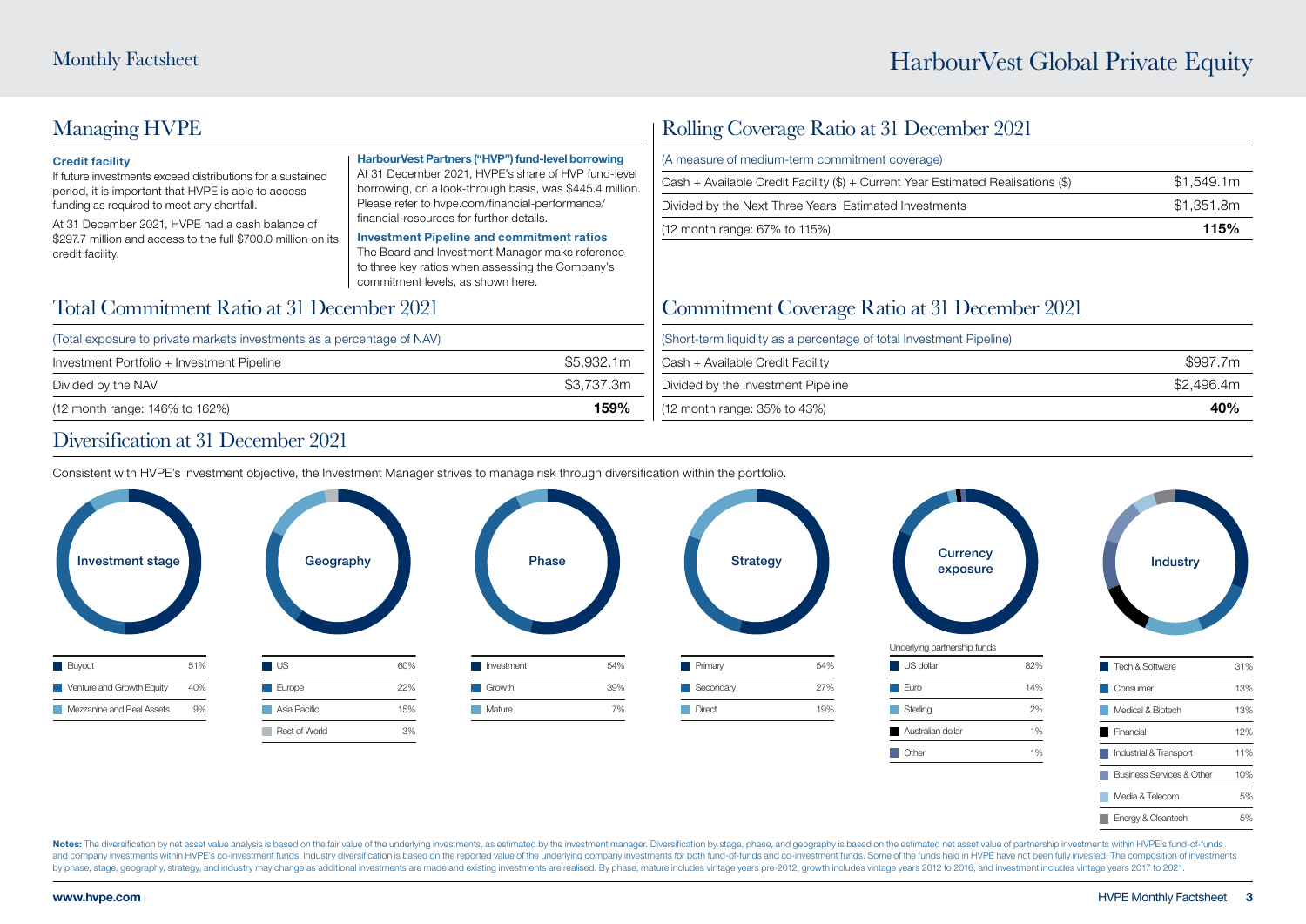## Managing HVPE

**Credit facility**

If future investments exceed distributions for a sustained period, it is important that HVPE is able to access funding as required to meet any shortfall.

At 31 December 2021, HVPE had a cash balance of $297.7 million and access to the full $700.0 million on its credit facility.

**HarbourVest Partners ("HVP") fund-level borrowing**

At 31 December 2021, HVPE's share of HVP fund-level borrowing, on a look-through basis, was $445.4 million. Please refer to hvpe.com/financial-performance/financial-resources for further details.

**Investment Pipeline and commitment ratios**

The Board and Investment Manager make reference to three key ratios when assessing the Company's commitment levels, as shown here.

## Total Commitment Ratio at 31 December 2021

| (Total exposure to private markets investments as a percentage of NAV) | |
|---|---|
| Investment Portfolio + Investment Pipeline | $5,932.1m |
| Divided by the NAV | $3,737.3m |
| (12 month range: 146% to 162%) | **159%** |

## Rolling Coverage Ratio at 31 December 2021

| (A measure of medium-term commitment coverage) | |
|---|---|
| Cash + Available Credit Facility ($) + Current Year Estimated Realisations ($) | $1,549.1m |
| Divided by the Next Three Years' Estimated Investments | $1,351.8m |
| (12 month range: 67% to 115%) | **115%** |

## Commitment Coverage Ratio at 31 December 2021

| (Short-term liquidity as a percentage of total Investment Pipeline) | |
|---|---|
| Cash + Available Credit Facility | $997.7m |
| Divided by the Investment Pipeline | $2,496.4m |
| (12 month range: 35% to 43%) | **40%** |

## Diversification at 31 December 2021

Consistent with HVPE's investment objective, the Investment Manager strives to manage risk through diversification within the portfolio.

Investment stage

| | |
|---|---|
| Buyout | 51% |
| Venture and Growth Equity | 40% |
| Mezzanine and Real Assets | 9% |

Geography

| | |
|---|---|
| US | 60% |
| Europe | 22% |
| Asia Pacific | 15% |
| Rest of World | 3% |

Phase

| | |
|---|---|
| Investment | 54% |
| Growth | 39% |
| Mature | 7% |

Strategy

| | |
|---|---|
| Primary | 54% |
| Secondary | 27% |
| Direct | 19% |

Currency exposure

| Underlying partnership funds | |
|---|---|
| US dollar | 82% |
| Euro | 14% |
| Sterling | 2% |
| Australian dollar | 1% |
| Other | 1% |

Industry

| | |
|---|---|
| Tech & Software | 31% |
| Consumer | 13% |
| Medical & Biotech | 13% |
| Financial | 12% |
| Industrial & Transport | 11% |
| Business Services & Other | 10% |
| Media & Telecom | 5% |
| Energy & Cleantech | 5% |

**Notes:** The diversification by net asset value analysis is based on the fair value of the underlying investments, as estimated by the investment manager. Diversification by stage, phase, and geography is based on the estimated net asset value of partnership investments within HVPE's fund-of-funds and company investments within HVPE's co-investment funds. Industry diversification is based on the reported value of the underlying company investments for both fund-of-funds and co-investment funds. Some of the funds held in HVPE have not been fully invested. The composition of investments by phase, stage, geography, strategy, and industry may change as additional investments are made and existing investments are realised. By phase, mature includes vintage years pre-2012, growth includes vintage years 2012 to 2016, and investment includes vintage years 2017 to 2021.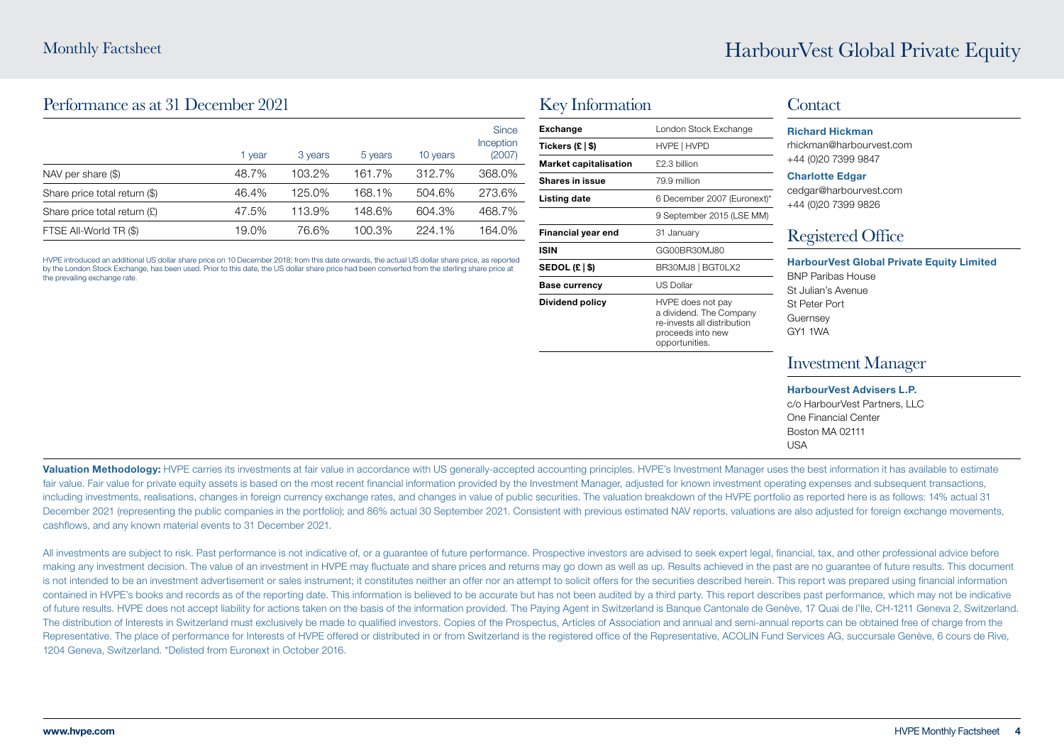## Performance as at 31 December 2021

| | 1 year | 3 years | 5 years | 10 years | Since Inception (2007) |
|---|---|---|---|---|---|
| NAV per share ($) | 48.7% | 103.2% | 161.7% | 312.7% | 368.0% |
| Share price total return ($) | 46.4% | 125.0% | 168.1% | 504.6% | 273.6% |
| Share price total return (£) | 47.5% | 113.9% | 148.6% | 604.3% | 468.7% |
| FTSE All-World TR ($) | 19.0% | 76.6% | 100.3% | 224.1% | 164.0% |

HVPE introduced an additional US dollar share price on 10 December 2018; from this date onwards, the actual US dollar share price, as reported by the London Stock Exchange, has been used. Prior to this date, the US dollar share price had been converted from the sterling share price at the prevailing exchange rate.

## Key Information

| | |
|---|---|
| **Exchange** | London Stock Exchange |
| **Tickers (£ \| $)** | HVPE \| HVPD |
| **Market capitalisation** | £2.3 billion |
| **Shares in issue** | 79.9 million |
| **Listing date** | 6 December 2007 (Euronext)* |
| | 9 September 2015 (LSE MM) |
| **Financial year end** | 31 January |
| **ISIN** | GG00BR30MJ80 |
| **SEDOL (£ \| $)** | BR30MJ8 \| BGT0LX2 |
| **Base currency** | US Dollar |
| **Dividend policy** | HVPE does not pay a dividend. The Company re-invests all distribution proceeds into new opportunities. |

## Contact

**Richard Hickman**
rhickman@harbourvest.com
+44 (0)20 7399 9847

**Charlotte Edgar**
cedgar@harbourvest.com
+44 (0)20 7399 9826

## Registered Office

**HarbourVest Global Private Equity Limited**
BNP Paribas House
St Julian's Avenue
St Peter Port
Guernsey
GY1 1WA

## Investment Manager

**HarbourVest Advisers L.P.**
c/o HarbourVest Partners, LLC
One Financial Center
Boston MA 02111
USA

**Valuation Methodology:** HVPE carries its investments at fair value in accordance with US generally-accepted accounting principles. HVPE's Investment Manager uses the best information it has available to estimate fair value. Fair value for private equity assets is based on the most recent financial information provided by the Investment Manager, adjusted for known investment operating expenses and subsequent transactions, including investments, realisations, changes in foreign currency exchange rates, and changes in value of public securities. The valuation breakdown of the HVPE portfolio as reported here is as follows: 14% actual 31 December 2021 (representing the public companies in the portfolio); and 86% actual 30 September 2021. Consistent with previous estimated NAV reports, valuations are also adjusted for foreign exchange movements, cashflows, and any known material events to 31 December 2021.

All investments are subject to risk. Past performance is not indicative of, or a guarantee of future performance. Prospective investors are advised to seek expert legal, financial, tax, and other professional advice before making any investment decision. The value of an investment in HVPE may fluctuate and share prices and returns may go down as well as up. Results achieved in the past are no guarantee of future results. This document is not intended to be an investment advertisement or sales instrument; it constitutes neither an offer nor an attempt to solicit offers for the securities described herein. This report was prepared using financial information contained in HVPE's books and records as of the reporting date. This information is believed to be accurate but has not been audited by a third party. This report describes past performance, which may not be indicative of future results. HVPE does not accept liability for actions taken on the basis of the information provided. The Paying Agent in Switzerland is Banque Cantonale de Genève, 17 Quai de l'Ile, CH-1211 Geneva 2, Switzerland. The distribution of Interests in Switzerland must exclusively be made to qualified investors. Copies of the Prospectus, Articles of Association and annual and semi-annual reports can be obtained free of charge from the Representative. The place of performance for Interests of HVPE offered or distributed in or from Switzerland is the registered office of the Representative, ACOLIN Fund Services AG, succursale Genève, 6 cours de Rive, 1204 Geneva, Switzerland. *Delisted from Euronext in October 2016.